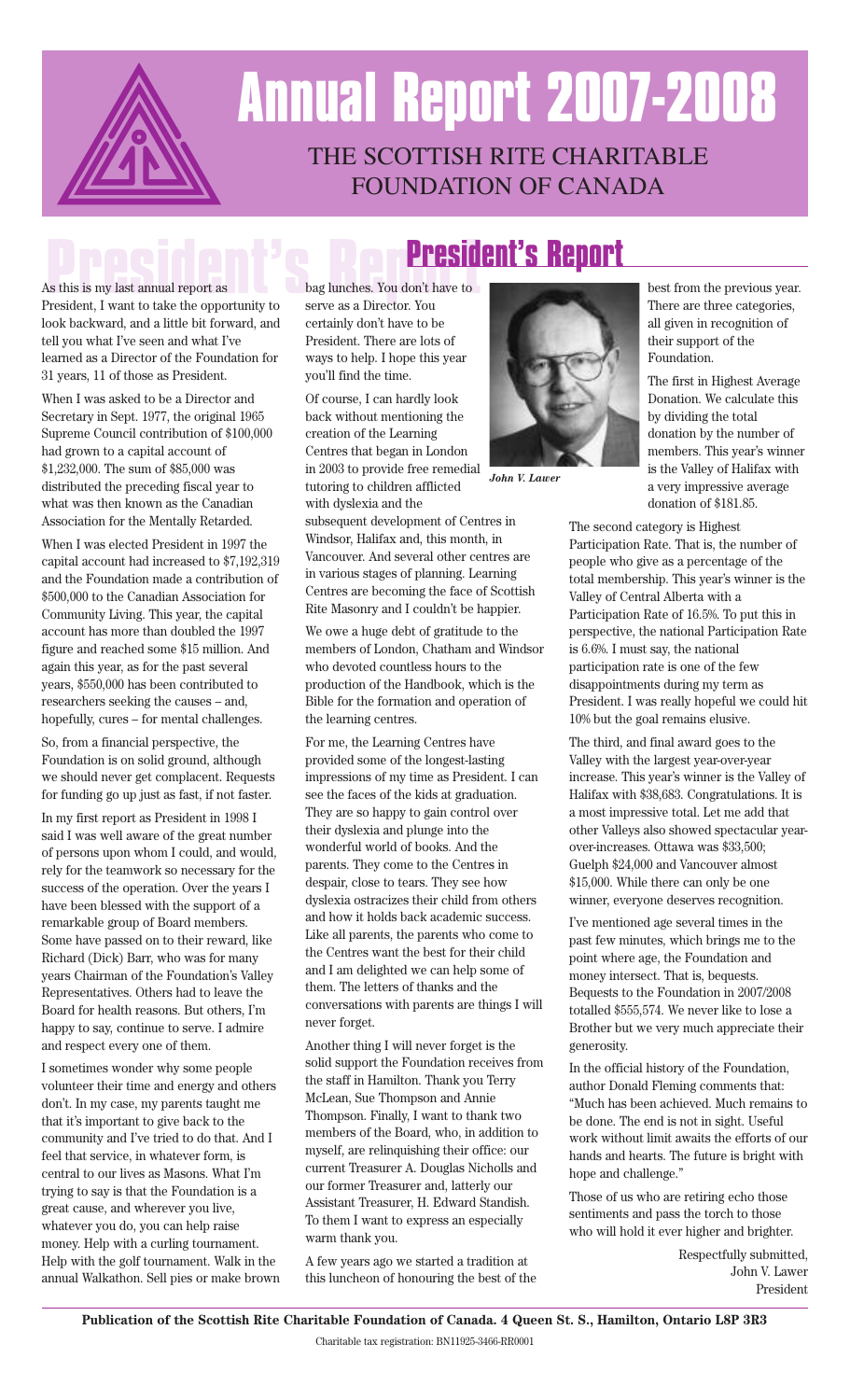# Annual Report 2007-2008

## THE SCOTTISH RITE CHARITABLE FOUNDATION OF CANADA

## President's Report

As this is my last annual report as President, I want to take the opportunity to look backward, and a little bit forward, and tell you what I've seen and what I've learned as a Director of the Foundation for 31 years, 11 of those as President.

When I was asked to be a Director and Secretary in Sept. 1977, the original 1965 Supreme Council contribution of $100,000 had grown to a capital account of $1,232,000. The sum of $85,000 was distributed the preceding fiscal year to what was then known as the Canadian Association for the Mentally Retarded.

When I was elected President in 1997 the capital account had increased to $7,192,319 and the Foundation made a contribution of $500,000 to the Canadian Association for Community Living. This year, the capital account has more than doubled the 1997 figure and reached some $15 million. And again this year, as for the past several years, $550,000 has been contributed to researchers seeking the causes – and, hopefully, cures – for mental challenges.

So, from a financial perspective, the Foundation is on solid ground, although we should never get complacent. Requests for funding go up just as fast, if not faster.

In my first report as President in 1998 I said I was well aware of the great number of persons upon whom I could, and would, rely for the teamwork so necessary for the success of the operation. Over the years I have been blessed with the support of a remarkable group of Board members. Some have passed on to their reward, like Richard (Dick) Barr, who was for many years Chairman of the Foundation's Valley Representatives. Others had to leave the Board for health reasons. But others, I'm happy to say, continue to serve. I admire and respect every one of them.

I sometimes wonder why some people volunteer their time and energy and others don't. In my case, my parents taught me that it's important to give back to the community and I've tried to do that. And I feel that service, in whatever form, is central to our lives as Masons. What I'm trying to say is that the Foundation is a great cause, and wherever you live, whatever you do, you can help raise money. Help with a curling tournament. Help with the golf tournament. Walk in the annual Walkathon. Sell pies or make brown bag lunches. You don't have to serve as a Director. You certainly don't have to be President. There are lots of ways to help. I hope this year you'll find the time.

Of course, I can hardly look back without mentioning the creation of the Learning Centres that began in London in 2003 to provide free remedial tutoring to children afflicted with dyslexia and the subsequent development of Centres in Windsor, Halifax and, this month, in Vancouver. And several other centres are in various stages of planning. Learning Centres are becoming the face of Scottish Rite Masonry and I couldn't be happier.

*John V. Lawer*

We owe a huge debt of gratitude to the members of London, Chatham and Windsor who devoted countless hours to the production of the Handbook, which is the Bible for the formation and operation of the learning centres.

For me, the Learning Centres have provided some of the longest-lasting impressions of my time as President. I can see the faces of the kids at graduation. They are so happy to gain control over their dyslexia and plunge into the wonderful world of books. And the parents. They come to the Centres in despair, close to tears. They see how dyslexia ostracizes their child from others and how it holds back academic success. Like all parents, the parents who come to the Centres want the best for their child and I am delighted we can help some of them. The letters of thanks and the conversations with parents are things I will never forget.

Another thing I will never forget is the solid support the Foundation receives from the staff in Hamilton. Thank you Terry McLean, Sue Thompson and Annie Thompson. Finally, I want to thank two members of the Board, who, in addition to myself, are relinquishing their office: our current Treasurer A. Douglas Nicholls and our former Treasurer and, latterly our Assistant Treasurer, H. Edward Standish. To them I want to express an especially warm thank you.

A few years ago we started a tradition at this luncheon of honouring the best of the best from the previous year. There are three categories, all given in recognition of their support of the Foundation.

The first in Highest Average Donation. We calculate this by dividing the total donation by the number of members. This year's winner is the Valley of Halifax with a very impressive average donation of $181.85.

The second category is Highest Participation Rate. That is, the number of people who give as a percentage of the total membership. This year's winner is the Valley of Central Alberta with a Participation Rate of 16.5%. To put this in perspective, the national Participation Rate is 6.6%. I must say, the national participation rate is one of the few disappointments during my term as President. I was really hopeful we could hit 10% but the goal remains elusive.

The third, and final award goes to the Valley with the largest year-over-year increase. This year's winner is the Valley of Halifax with $38,683. Congratulations. It is a most impressive total. Let me add that other Valleys also showed spectacular year-over-increases. Ottawa was $33,500; Guelph $24,000 and Vancouver almost $15,000. While there can only be one winner, everyone deserves recognition.

I've mentioned age several times in the past few minutes, which brings me to the point where age, the Foundation and money intersect. That is, bequests. Bequests to the Foundation in 2007/2008 totalled $555,574. We never like to lose a Brother but we very much appreciate their generosity.

In the official history of the Foundation, author Donald Fleming comments that: "Much has been achieved. Much remains to be done. The end is not in sight. Useful work without limit awaits the efforts of our hands and hearts. The future is bright with hope and challenge."

Those of us who are retiring echo those sentiments and pass the torch to those who will hold it ever higher and brighter.

Respectfully submitted,
John V. Lawer
President

**Publication of the Scottish Rite Charitable Foundation of Canada. 4 Queen St. S., Hamilton, Ontario L8P 3R3**

Charitable tax registration: BN11925-3466-RR0001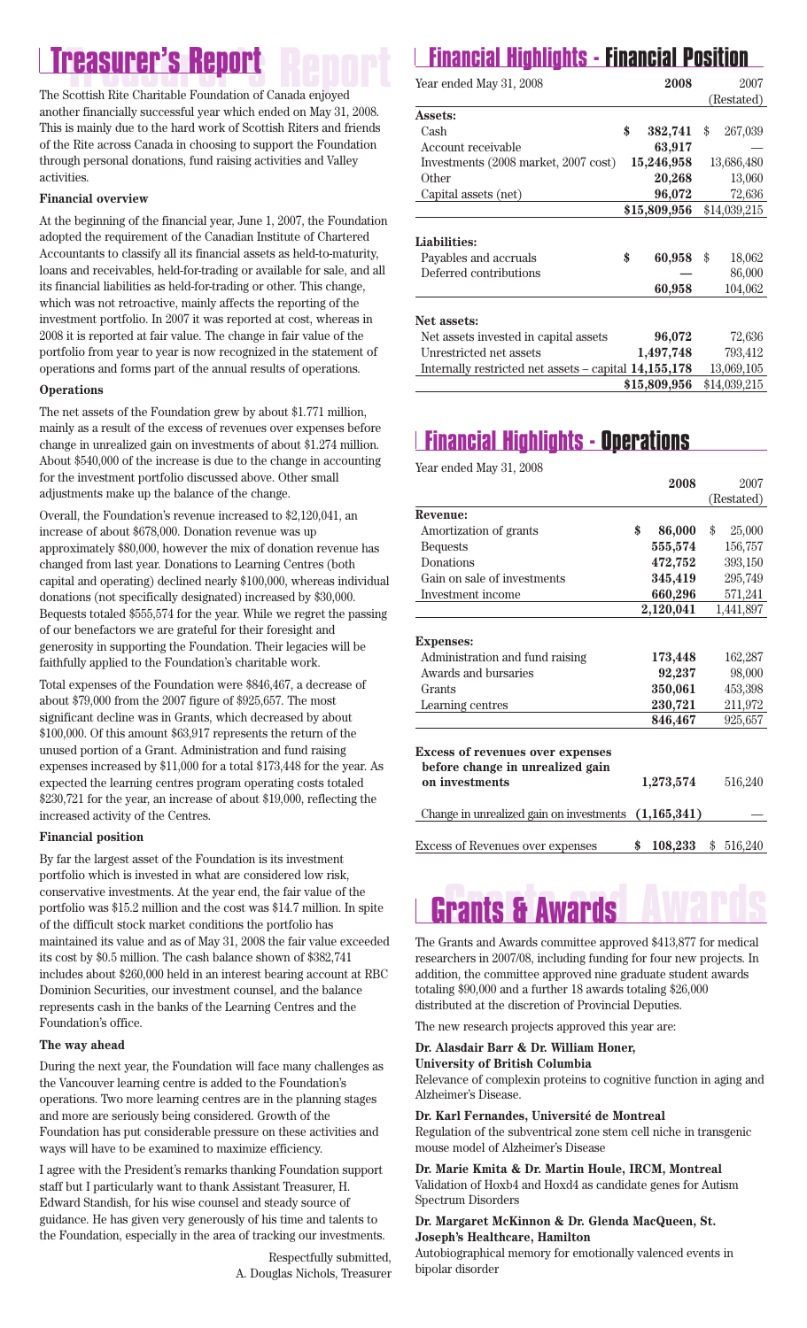# Treasurer's Report

The Scottish Rite Charitable Foundation of Canada enjoyed another financially successful year which ended on May 31, 2008. This is mainly due to the hard work of Scottish Riters and friends of the Rite across Canada in choosing to support the Foundation through personal donations, fund raising activities and Valley activities.

**Financial overview**

At the beginning of the financial year, June 1, 2007, the Foundation adopted the requirement of the Canadian Institute of Chartered Accountants to classify all its financial assets as held-to-maturity, loans and receivables, held-for-trading or available for sale, and all its financial liabilities as held-for-trading or other. This change, which was not retroactive, mainly affects the reporting of the investment portfolio. In 2007 it was reported at cost, whereas in 2008 it is reported at fair value. The change in fair value of the portfolio from year to year is now recognized in the statement of operations and forms part of the annual results of operations.

**Operations**

The net assets of the Foundation grew by about $1.771 million, mainly as a result of the excess of revenues over expenses before change in unrealized gain on investments of about $1.274 million. About $540,000 of the increase is due to the change in accounting for the investment portfolio discussed above. Other small adjustments make up the balance of the change.

Overall, the Foundation's revenue increased to $2,120,041, an increase of about $678,000. Donation revenue was up approximately $80,000, however the mix of donation revenue has changed from last year. Donations to Learning Centres (both capital and operating) declined nearly $100,000, whereas individual donations (not specifically designated) increased by $30,000. Bequests totaled $555,574 for the year. While we regret the passing of our benefactors we are grateful for their foresight and generosity in supporting the Foundation. Their legacies will be faithfully applied to the Foundation's charitable work.

Total expenses of the Foundation were $846,467, a decrease of about $79,000 from the 2007 figure of $925,657. The most significant decline was in Grants, which decreased by about $100,000. Of this amount $63,917 represents the return of the unused portion of a Grant. Administration and fund raising expenses increased by $11,000 for a total $173,448 for the year. As expected the learning centres program operating costs totaled $230,721 for the year, an increase of about $19,000, reflecting the increased activity of the Centres.

**Financial position**

By far the largest asset of the Foundation is its investment portfolio which is invested in what are considered low risk, conservative investments. At the year end, the fair value of the portfolio was $15.2 million and the cost was $14.7 million. In spite of the difficult stock market conditions the portfolio has maintained its value and as of May 31, 2008 the fair value exceeded its cost by $0.5 million. The cash balance shown of $382,741 includes about $260,000 held in an interest bearing account at RBC Dominion Securities, our investment counsel, and the balance represents cash in the banks of the Learning Centres and the Foundation's office.

**The way ahead**

During the next year, the Foundation will face many challenges as the Vancouver learning centre is added to the Foundation's operations. Two more learning centres are in the planning stages and more are seriously being considered. Growth of the Foundation has put considerable pressure on these activities and ways will have to be examined to maximize efficiency.

I agree with the President's remarks thanking Foundation support staff but I particularly want to thank Assistant Treasurer, H. Edward Standish, for his wise counsel and steady source of guidance. He has given very generously of his time and talents to the Foundation, especially in the area of tracking our investments.

Respectfully submitted,
A. Douglas Nichols, Treasurer

# Financial Highlights - Financial Position

| Year ended May 31, 2008 | 2008 | 2007 (Restated) |
|---|---|---|
| **Assets:** | | |
| Cash | $ 382,741 | $ 267,039 |
| Account receivable | 63,917 | — |
| Investments (2008 market, 2007 cost) | 15,246,958 | 13,686,480 |
| Other | 20,268 | 13,060 |
| Capital assets (net) | 96,072 | 72,636 |
| | $15,809,956 | $14,039,215 |
| **Liabilities:** | | |
| Payables and accruals | $ 60,958 | $ 18,062 |
| Deferred contributions | — | 86,000 |
| | 60,958 | 104,062 |
| **Net assets:** | | |
| Net assets invested in capital assets | 96,072 | 72,636 |
| Unrestricted net assets | 1,497,748 | 793,412 |
| Internally restricted net assets – capital | 14,155,178 | 13,069,105 |
| | $15,809,956 | $14,039,215 |

# Financial Highlights - Operations

| Year ended May 31, 2008 | 2008 | 2007 (Restated) |
|---|---|---|
| **Revenue:** | | |
| Amortization of grants | $ 86,000 | $ 25,000 |
| Bequests | 555,574 | 156,757 |
| Donations | 472,752 | 393,150 |
| Gain on sale of investments | 345,419 | 295,749 |
| Investment income | 660,296 | 571,241 |
| | 2,120,041 | 1,441,897 |
| **Expenses:** | | |
| Administration and fund raising | 173,448 | 162,287 |
| Awards and bursaries | 92,237 | 98,000 |
| Grants | 350,061 | 453,398 |
| Learning centres | 230,721 | 211,972 |
| | 846,467 | 925,657 |
| **Excess of revenues over expenses before change in unrealized gain on investments** | 1,273,574 | 516,240 |
| Change in unrealized gain on investments | (1,165,341) | — |
| Excess of Revenues over expenses | $ 108,233 | $ 516,240 |

# Grants & Awards

The Grants and Awards committee approved $413,877 for medical researchers in 2007/08, including funding for four new projects. In addition, the committee approved nine graduate student awards totaling $90,000 and a further 18 awards totaling $26,000 distributed at the discretion of Provincial Deputies.

The new research projects approved this year are:

**Dr. Alasdair Barr & Dr. William Honer, University of British Columbia**
Relevance of complexin proteins to cognitive function in aging and Alzheimer's Disease.

**Dr. Karl Fernandes, Université de Montreal**
Regulation of the subventrical zone stem cell niche in transgenic mouse model of Alzheimer's Disease

**Dr. Marie Kmita & Dr. Martin Houle, IRCM, Montreal**
Validation of Hoxb4 and Hoxd4 as candidate genes for Autism Spectrum Disorders

**Dr. Margaret McKinnon & Dr. Glenda MacQueen, St. Joseph's Healthcare, Hamilton**
Autobiographical memory for emotionally valenced events in bipolar disorder